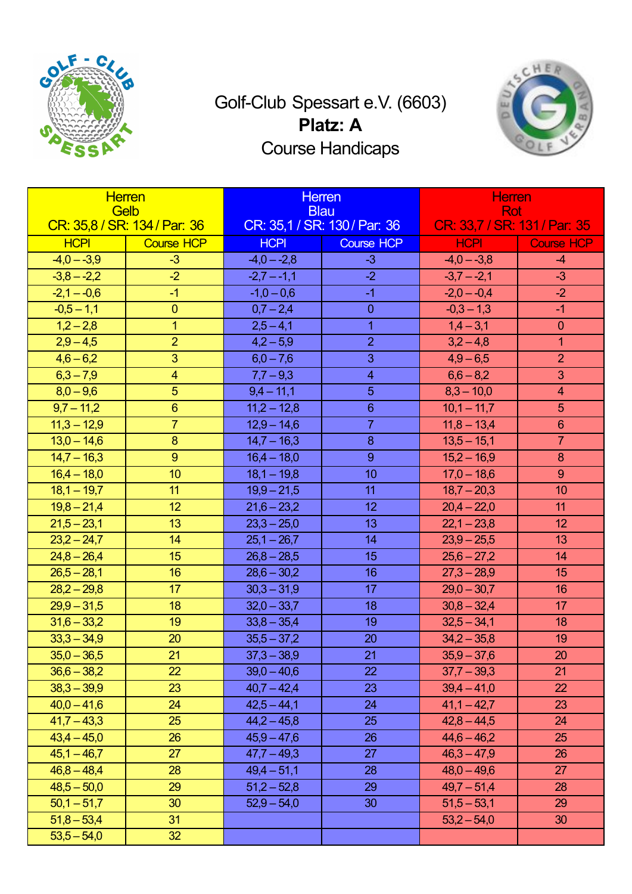# Golf-Club Spessart e.V. (6603)

**Platz: A**

Course Handicaps

| Herren Gelb CR: 35,8 / SR: 134 / Par: 36 | | Herren Blau CR: 35,1 / SR: 130 / Par: 36 | | Herren Rot CR: 33,7 / SR: 131 / Par: 35 | |
|---|---|---|---|---|---|
| HCPI | Course HCP | HCPI | Course HCP | HCPI | Course HCP |
| -4,0 – -3,9 | -3 | -4,0 – -2,8 | -3 | -4,0 – -3,8 | -4 |
| -3,8 – -2,2 | -2 | -2,7 – -1,1 | -2 | -3,7 – -2,1 | -3 |
| -2,1 – -0,6 | -1 | -1,0 – 0,6 | -1 | -2,0 – -0,4 | -2 |
| -0,5 – 1,1 | 0 | 0,7 – 2,4 | 0 | -0,3 – 1,3 | -1 |
| 1,2 – 2,8 | 1 | 2,5 – 4,1 | 1 | 1,4 – 3,1 | 0 |
| 2,9 – 4,5 | 2 | 4,2 – 5,9 | 2 | 3,2 – 4,8 | 1 |
| 4,6 – 6,2 | 3 | 6,0 – 7,6 | 3 | 4,9 – 6,5 | 2 |
| 6,3 – 7,9 | 4 | 7,7 – 9,3 | 4 | 6,6 – 8,2 | 3 |
| 8,0 – 9,6 | 5 | 9,4 – 11,1 | 5 | 8,3 – 10,0 | 4 |
| 9,7 – 11,2 | 6 | 11,2 – 12,8 | 6 | 10,1 – 11,7 | 5 |
| 11,3 – 12,9 | 7 | 12,9 – 14,6 | 7 | 11,8 – 13,4 | 6 |
| 13,0 – 14,6 | 8 | 14,7 – 16,3 | 8 | 13,5 – 15,1 | 7 |
| 14,7 – 16,3 | 9 | 16,4 – 18,0 | 9 | 15,2 – 16,9 | 8 |
| 16,4 – 18,0 | 10 | 18,1 – 19,8 | 10 | 17,0 – 18,6 | 9 |
| 18,1 – 19,7 | 11 | 19,9 – 21,5 | 11 | 18,7 – 20,3 | 10 |
| 19,8 – 21,4 | 12 | 21,6 – 23,2 | 12 | 20,4 – 22,0 | 11 |
| 21,5 – 23,1 | 13 | 23,3 – 25,0 | 13 | 22,1 – 23,8 | 12 |
| 23,2 – 24,7 | 14 | 25,1 – 26,7 | 14 | 23,9 – 25,5 | 13 |
| 24,8 – 26,4 | 15 | 26,8 – 28,5 | 15 | 25,6 – 27,2 | 14 |
| 26,5 – 28,1 | 16 | 28,6 – 30,2 | 16 | 27,3 – 28,9 | 15 |
| 28,2 – 29,8 | 17 | 30,3 – 31,9 | 17 | 29,0 – 30,7 | 16 |
| 29,9 – 31,5 | 18 | 32,0 – 33,7 | 18 | 30,8 – 32,4 | 17 |
| 31,6 – 33,2 | 19 | 33,8 – 35,4 | 19 | 32,5 – 34,1 | 18 |
| 33,3 – 34,9 | 20 | 35,5 – 37,2 | 20 | 34,2 – 35,8 | 19 |
| 35,0 – 36,5 | 21 | 37,3 – 38,9 | 21 | 35,9 – 37,6 | 20 |
| 36,6 – 38,2 | 22 | 39,0 – 40,6 | 22 | 37,7 – 39,3 | 21 |
| 38,3 – 39,9 | 23 | 40,7 – 42,4 | 23 | 39,4 – 41,0 | 22 |
| 40,0 – 41,6 | 24 | 42,5 – 44,1 | 24 | 41,1 – 42,7 | 23 |
| 41,7 – 43,3 | 25 | 44,2 – 45,8 | 25 | 42,8 – 44,5 | 24 |
| 43,4 – 45,0 | 26 | 45,9 – 47,6 | 26 | 44,6 – 46,2 | 25 |
| 45,1 – 46,7 | 27 | 47,7 – 49,3 | 27 | 46,3 – 47,9 | 26 |
| 46,8 – 48,4 | 28 | 49,4 – 51,1 | 28 | 48,0 – 49,6 | 27 |
| 48,5 – 50,0 | 29 | 51,2 – 52,8 | 29 | 49,7 – 51,4 | 28 |
| 50,1 – 51,7 | 30 | 52,9 – 54,0 | 30 | 51,5 – 53,1 | 29 |
| 51,8 – 53,4 | 31 | | | 53,2 – 54,0 | 30 |
| 53,5 – 54,0 | 32 | | | | |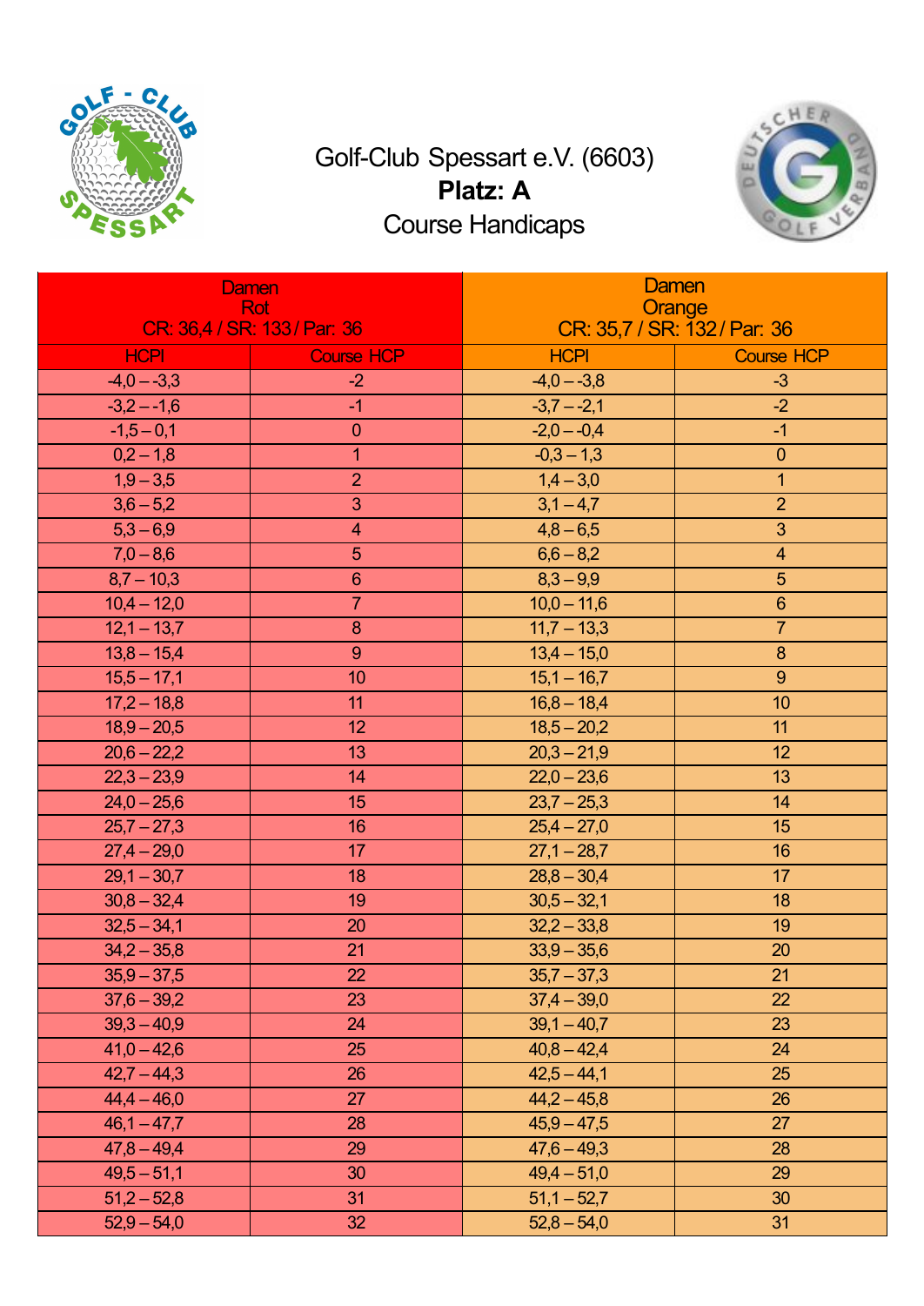Golf-Club Spessart e.V. (6603)

**Platz: A**

Course Handicaps

| Damen Rot CR: 36,4 / SR: 133 / Par: 36 | | Damen Orange CR: 35,7 / SR: 132 / Par: 36 | |
|---|---|---|---|
| HCPI | Course HCP | HCPI | Course HCP |
| -4,0 – -3,3 | -2 | -4,0 – -3,8 | -3 |
| -3,2 – -1,6 | -1 | -3,7 – -2,1 | -2 |
| -1,5 – 0,1 | 0 | -2,0 – -0,4 | -1 |
| 0,2 – 1,8 | 1 | -0,3 – 1,3 | 0 |
| 1,9 – 3,5 | 2 | 1,4 – 3,0 | 1 |
| 3,6 – 5,2 | 3 | 3,1 – 4,7 | 2 |
| 5,3 – 6,9 | 4 | 4,8 – 6,5 | 3 |
| 7,0 – 8,6 | 5 | 6,6 – 8,2 | 4 |
| 8,7 – 10,3 | 6 | 8,3 – 9,9 | 5 |
| 10,4 – 12,0 | 7 | 10,0 – 11,6 | 6 |
| 12,1 – 13,7 | 8 | 11,7 – 13,3 | 7 |
| 13,8 – 15,4 | 9 | 13,4 – 15,0 | 8 |
| 15,5 – 17,1 | 10 | 15,1 – 16,7 | 9 |
| 17,2 – 18,8 | 11 | 16,8 – 18,4 | 10 |
| 18,9 – 20,5 | 12 | 18,5 – 20,2 | 11 |
| 20,6 – 22,2 | 13 | 20,3 – 21,9 | 12 |
| 22,3 – 23,9 | 14 | 22,0 – 23,6 | 13 |
| 24,0 – 25,6 | 15 | 23,7 – 25,3 | 14 |
| 25,7 – 27,3 | 16 | 25,4 – 27,0 | 15 |
| 27,4 – 29,0 | 17 | 27,1 – 28,7 | 16 |
| 29,1 – 30,7 | 18 | 28,8 – 30,4 | 17 |
| 30,8 – 32,4 | 19 | 30,5 – 32,1 | 18 |
| 32,5 – 34,1 | 20 | 32,2 – 33,8 | 19 |
| 34,2 – 35,8 | 21 | 33,9 – 35,6 | 20 |
| 35,9 – 37,5 | 22 | 35,7 – 37,3 | 21 |
| 37,6 – 39,2 | 23 | 37,4 – 39,0 | 22 |
| 39,3 – 40,9 | 24 | 39,1 – 40,7 | 23 |
| 41,0 – 42,6 | 25 | 40,8 – 42,4 | 24 |
| 42,7 – 44,3 | 26 | 42,5 – 44,1 | 25 |
| 44,4 – 46,0 | 27 | 44,2 – 45,8 | 26 |
| 46,1 – 47,7 | 28 | 45,9 – 47,5 | 27 |
| 47,8 – 49,4 | 29 | 47,6 – 49,3 | 28 |
| 49,5 – 51,1 | 30 | 49,4 – 51,0 | 29 |
| 51,2 – 52,8 | 31 | 51,1 – 52,7 | 30 |
| 52,9 – 54,0 | 32 | 52,8 – 54,0 | 31 |